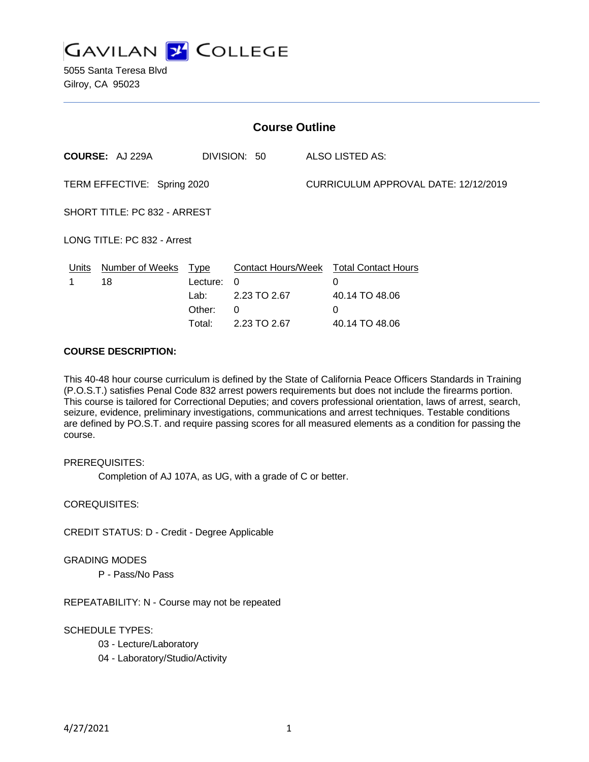# GAVILAN COLLEGE

5055 Santa Teresa Blvd
Gilroy, CA 95023

## Course Outline

**COURSE:** AJ 229A DIVISION: 50 ALSO LISTED AS:

TERM EFFECTIVE: Spring 2020 CURRICULUM APPROVAL DATE: 12/12/2019

SHORT TITLE: PC 832 - ARREST

LONG TITLE: PC 832 - Arrest

| Units | Number of Weeks | Type | Contact Hours/Week | Total Contact Hours |
|---|---|---|---|---|
| 1 | 18 | Lecture: | 0 | 0 |
| | | Lab: | 2.23 TO 2.67 | 40.14 TO 48.06 |
| | | Other: | 0 | 0 |
| | | Total: | 2.23 TO 2.67 | 40.14 TO 48.06 |

**COURSE DESCRIPTION:**

This 40-48 hour course curriculum is defined by the State of California Peace Officers Standards in Training (P.O.S.T.) satisfies Penal Code 832 arrest powers requirements but does not include the firearms portion. This course is tailored for Correctional Deputies; and covers professional orientation, laws of arrest, search, seizure, evidence, preliminary investigations, communications and arrest techniques. Testable conditions are defined by PO.S.T. and require passing scores for all measured elements as a condition for passing the course.

PREREQUISITES:

Completion of AJ 107A, as UG, with a grade of C or better.

COREQUISITES:

CREDIT STATUS: D - Credit - Degree Applicable

GRADING MODES

P - Pass/No Pass

REPEATABILITY: N - Course may not be repeated

SCHEDULE TYPES:

03 - Lecture/Laboratory

04 - Laboratory/Studio/Activity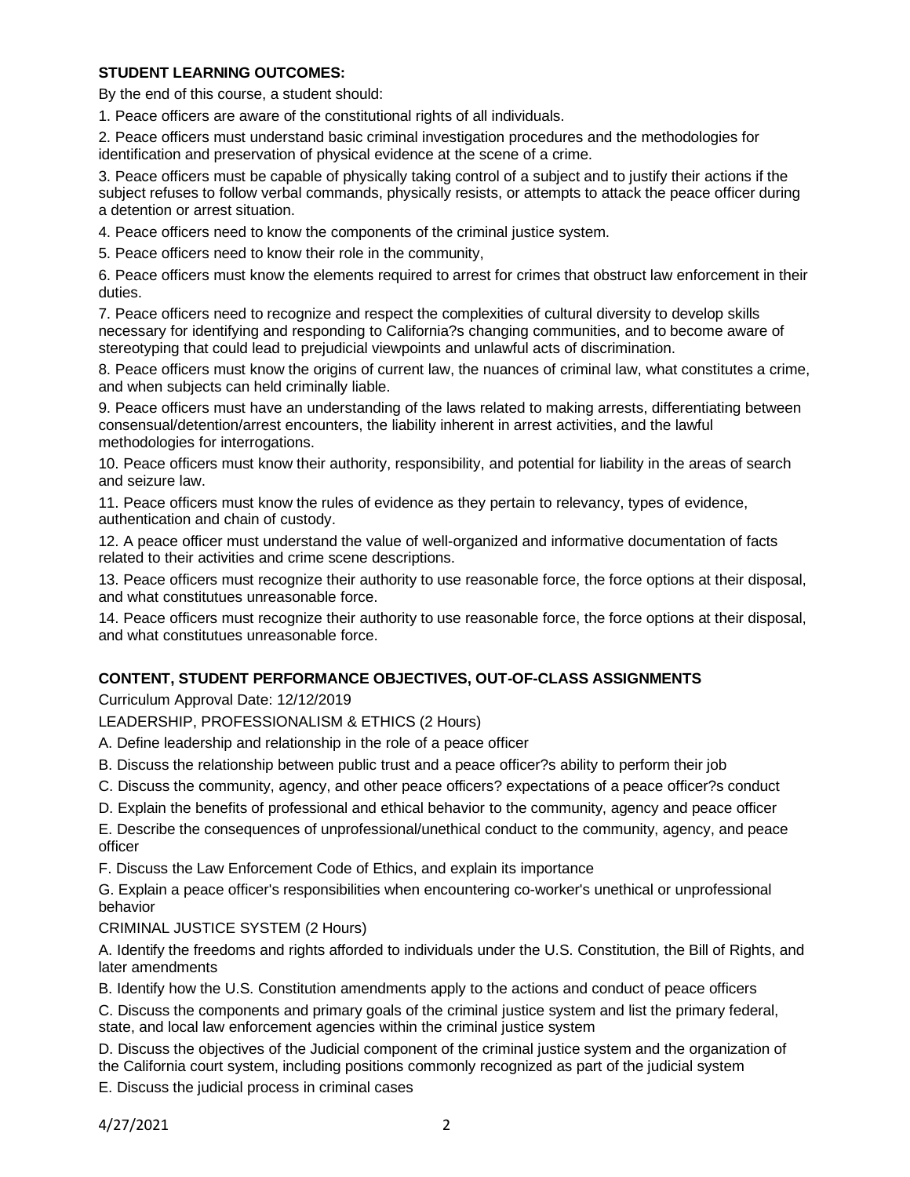**STUDENT LEARNING OUTCOMES:**

By the end of this course, a student should:

1. Peace officers are aware of the constitutional rights of all individuals.

2. Peace officers must understand basic criminal investigation procedures and the methodologies for identification and preservation of physical evidence at the scene of a crime.

3. Peace officers must be capable of physically taking control of a subject and to justify their actions if the subject refuses to follow verbal commands, physically resists, or attempts to attack the peace officer during a detention or arrest situation.

4. Peace officers need to know the components of the criminal justice system.

5. Peace officers need to know their role in the community,

6. Peace officers must know the elements required to arrest for crimes that obstruct law enforcement in their duties.

7. Peace officers need to recognize and respect the complexities of cultural diversity to develop skills necessary for identifying and responding to California?s changing communities, and to become aware of stereotyping that could lead to prejudicial viewpoints and unlawful acts of discrimination.

8. Peace officers must know the origins of current law, the nuances of criminal law, what constitutes a crime, and when subjects can held criminally liable.

9. Peace officers must have an understanding of the laws related to making arrests, differentiating between consensual/detention/arrest encounters, the liability inherent in arrest activities, and the lawful methodologies for interrogations.

10. Peace officers must know their authority, responsibility, and potential for liability in the areas of search and seizure law.

11. Peace officers must know the rules of evidence as they pertain to relevancy, types of evidence, authentication and chain of custody.

12. A peace officer must understand the value of well-organized and informative documentation of facts related to their activities and crime scene descriptions.

13. Peace officers must recognize their authority to use reasonable force, the force options at their disposal, and what constitutues unreasonable force.

14. Peace officers must recognize their authority to use reasonable force, the force options at their disposal, and what constitutues unreasonable force.

**CONTENT, STUDENT PERFORMANCE OBJECTIVES, OUT-OF-CLASS ASSIGNMENTS**

Curriculum Approval Date: 12/12/2019

LEADERSHIP, PROFESSIONALISM & ETHICS (2 Hours)

A. Define leadership and relationship in the role of a peace officer

B. Discuss the relationship between public trust and a peace officer?s ability to perform their job

C. Discuss the community, agency, and other peace officers? expectations of a peace officer?s conduct

D. Explain the benefits of professional and ethical behavior to the community, agency and peace officer

E. Describe the consequences of unprofessional/unethical conduct to the community, agency, and peace officer

F. Discuss the Law Enforcement Code of Ethics, and explain its importance

G. Explain a peace officer's responsibilities when encountering co-worker's unethical or unprofessional behavior

CRIMINAL JUSTICE SYSTEM (2 Hours)

A. Identify the freedoms and rights afforded to individuals under the U.S. Constitution, the Bill of Rights, and later amendments

B. Identify how the U.S. Constitution amendments apply to the actions and conduct of peace officers

C. Discuss the components and primary goals of the criminal justice system and list the primary federal, state, and local law enforcement agencies within the criminal justice system

D. Discuss the objectives of the Judicial component of the criminal justice system and the organization of the California court system, including positions commonly recognized as part of the judicial system

E. Discuss the judicial process in criminal cases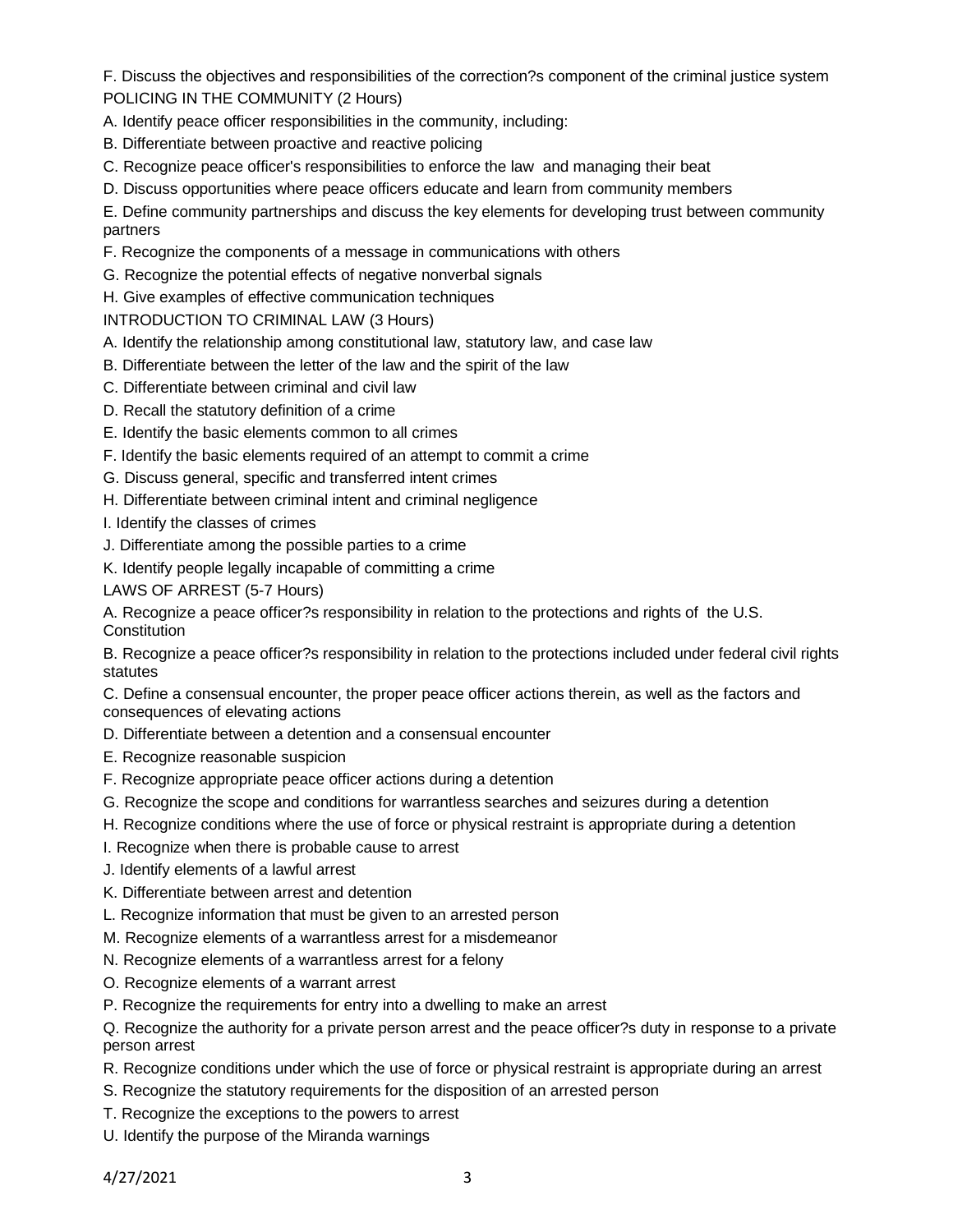F. Discuss the objectives and responsibilities of the correction?s component of the criminal justice system

POLICING IN THE COMMUNITY (2 Hours)

A. Identify peace officer responsibilities in the community, including:

B. Differentiate between proactive and reactive policing

C. Recognize peace officer's responsibilities to enforce the law and managing their beat

D. Discuss opportunities where peace officers educate and learn from community members

E. Define community partnerships and discuss the key elements for developing trust between community partners

F. Recognize the components of a message in communications with others

G. Recognize the potential effects of negative nonverbal signals

H. Give examples of effective communication techniques

INTRODUCTION TO CRIMINAL LAW (3 Hours)

A. Identify the relationship among constitutional law, statutory law, and case law

B. Differentiate between the letter of the law and the spirit of the law

C. Differentiate between criminal and civil law

D. Recall the statutory definition of a crime

E. Identify the basic elements common to all crimes

F. Identify the basic elements required of an attempt to commit a crime

G. Discuss general, specific and transferred intent crimes

H. Differentiate between criminal intent and criminal negligence

I. Identify the classes of crimes

J. Differentiate among the possible parties to a crime

K. Identify people legally incapable of committing a crime

LAWS OF ARREST (5-7 Hours)

A. Recognize a peace officer?s responsibility in relation to the protections and rights of the U.S. Constitution

B. Recognize a peace officer?s responsibility in relation to the protections included under federal civil rights statutes

C. Define a consensual encounter, the proper peace officer actions therein, as well as the factors and consequences of elevating actions

D. Differentiate between a detention and a consensual encounter

E. Recognize reasonable suspicion

F. Recognize appropriate peace officer actions during a detention

G. Recognize the scope and conditions for warrantless searches and seizures during a detention

H. Recognize conditions where the use of force or physical restraint is appropriate during a detention

I. Recognize when there is probable cause to arrest

J. Identify elements of a lawful arrest

K. Differentiate between arrest and detention

L. Recognize information that must be given to an arrested person

M. Recognize elements of a warrantless arrest for a misdemeanor

N. Recognize elements of a warrantless arrest for a felony

O. Recognize elements of a warrant arrest

P. Recognize the requirements for entry into a dwelling to make an arrest

Q. Recognize the authority for a private person arrest and the peace officer?s duty in response to a private person arrest

R. Recognize conditions under which the use of force or physical restraint is appropriate during an arrest

S. Recognize the statutory requirements for the disposition of an arrested person

T. Recognize the exceptions to the powers to arrest

U. Identify the purpose of the Miranda warnings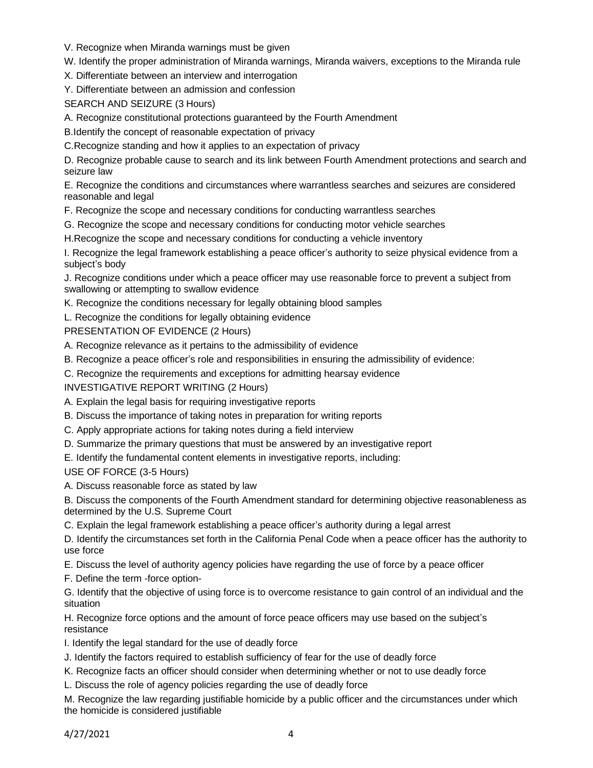V. Recognize when Miranda warnings must be given

W. Identify the proper administration of Miranda warnings, Miranda waivers, exceptions to the Miranda rule

X. Differentiate between an interview and interrogation

Y. Differentiate between an admission and confession

SEARCH AND SEIZURE (3 Hours)

A. Recognize constitutional protections guaranteed by the Fourth Amendment

B.Identify the concept of reasonable expectation of privacy

C.Recognize standing and how it applies to an expectation of privacy

D. Recognize probable cause to search and its link between Fourth Amendment protections and search and seizure law

E. Recognize the conditions and circumstances where warrantless searches and seizures are considered reasonable and legal

F. Recognize the scope and necessary conditions for conducting warrantless searches

G. Recognize the scope and necessary conditions for conducting motor vehicle searches

H.Recognize the scope and necessary conditions for conducting a vehicle inventory

I. Recognize the legal framework establishing a peace officer's authority to seize physical evidence from a subject's body

J. Recognize conditions under which a peace officer may use reasonable force to prevent a subject from swallowing or attempting to swallow evidence

K. Recognize the conditions necessary for legally obtaining blood samples

L. Recognize the conditions for legally obtaining evidence

PRESENTATION OF EVIDENCE (2 Hours)

A. Recognize relevance as it pertains to the admissibility of evidence

B. Recognize a peace officer's role and responsibilities in ensuring the admissibility of evidence:

C. Recognize the requirements and exceptions for admitting hearsay evidence

INVESTIGATIVE REPORT WRITING (2 Hours)

A. Explain the legal basis for requiring investigative reports

B. Discuss the importance of taking notes in preparation for writing reports

C. Apply appropriate actions for taking notes during a field interview

D. Summarize the primary questions that must be answered by an investigative report

E. Identify the fundamental content elements in investigative reports, including:

USE OF FORCE (3-5 Hours)

A. Discuss reasonable force as stated by law

B. Discuss the components of the Fourth Amendment standard for determining objective reasonableness as determined by the U.S. Supreme Court

C. Explain the legal framework establishing a peace officer's authority during a legal arrest

D. Identify the circumstances set forth in the California Penal Code when a peace officer has the authority to use force

E. Discuss the level of authority agency policies have regarding the use of force by a peace officer

F. Define the term -force option-

G. Identify that the objective of using force is to overcome resistance to gain control of an individual and the situation

H. Recognize force options and the amount of force peace officers may use based on the subject's resistance

I. Identify the legal standard for the use of deadly force

J. Identify the factors required to establish sufficiency of fear for the use of deadly force

K. Recognize facts an officer should consider when determining whether or not to use deadly force

L. Discuss the role of agency policies regarding the use of deadly force

M. Recognize the law regarding justifiable homicide by a public officer and the circumstances under which the homicide is considered justifiable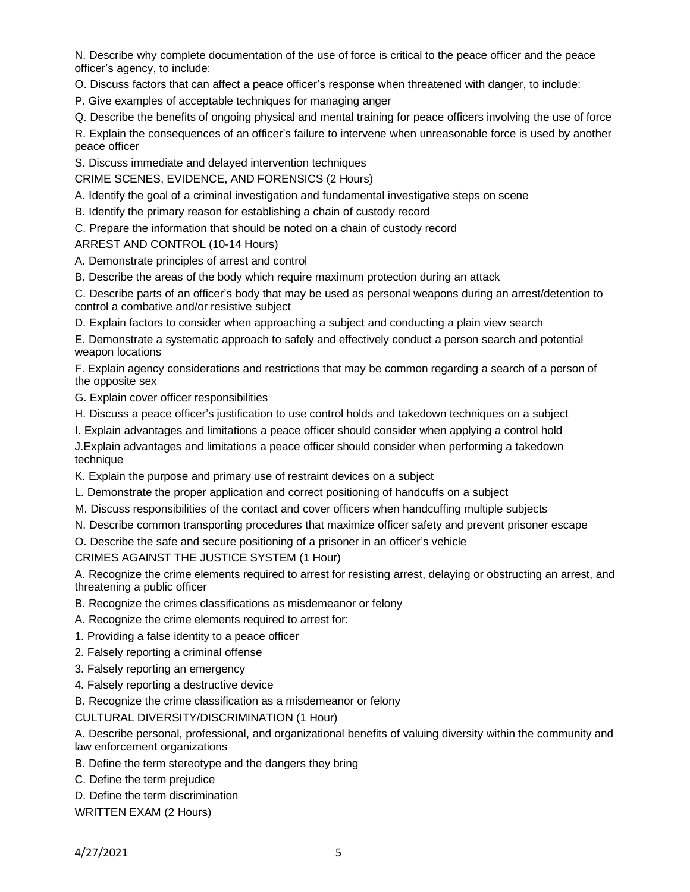N. Describe why complete documentation of the use of force is critical to the peace officer and the peace officer's agency, to include:

O. Discuss factors that can affect a peace officer's response when threatened with danger, to include:

P. Give examples of acceptable techniques for managing anger

Q. Describe the benefits of ongoing physical and mental training for peace officers involving the use of force

R. Explain the consequences of an officer's failure to intervene when unreasonable force is used by another peace officer

S. Discuss immediate and delayed intervention techniques

CRIME SCENES, EVIDENCE, AND FORENSICS (2 Hours)

A. Identify the goal of a criminal investigation and fundamental investigative steps on scene

B. Identify the primary reason for establishing a chain of custody record

C. Prepare the information that should be noted on a chain of custody record

ARREST AND CONTROL (10-14 Hours)

A. Demonstrate principles of arrest and control

B. Describe the areas of the body which require maximum protection during an attack

C. Describe parts of an officer's body that may be used as personal weapons during an arrest/detention to control a combative and/or resistive subject

D. Explain factors to consider when approaching a subject and conducting a plain view search

E. Demonstrate a systematic approach to safely and effectively conduct a person search and potential weapon locations

F. Explain agency considerations and restrictions that may be common regarding a search of a person of the opposite sex

G. Explain cover officer responsibilities

H. Discuss a peace officer's justification to use control holds and takedown techniques on a subject

I. Explain advantages and limitations a peace officer should consider when applying a control hold

J.Explain advantages and limitations a peace officer should consider when performing a takedown technique

K. Explain the purpose and primary use of restraint devices on a subject

L. Demonstrate the proper application and correct positioning of handcuffs on a subject

M. Discuss responsibilities of the contact and cover officers when handcuffing multiple subjects

N. Describe common transporting procedures that maximize officer safety and prevent prisoner escape

O. Describe the safe and secure positioning of a prisoner in an officer's vehicle

CRIMES AGAINST THE JUSTICE SYSTEM (1 Hour)

A. Recognize the crime elements required to arrest for resisting arrest, delaying or obstructing an arrest, and threatening a public officer

B. Recognize the crimes classifications as misdemeanor or felony

A. Recognize the crime elements required to arrest for:

1. Providing a false identity to a peace officer
2. Falsely reporting a criminal offense
3. Falsely reporting an emergency
4. Falsely reporting a destructive device

B. Recognize the crime classification as a misdemeanor or felony

CULTURAL DIVERSITY/DISCRIMINATION (1 Hour)

A. Describe personal, professional, and organizational benefits of valuing diversity within the community and law enforcement organizations

B. Define the term stereotype and the dangers they bring

C. Define the term prejudice

D. Define the term discrimination

WRITTEN EXAM (2 Hours)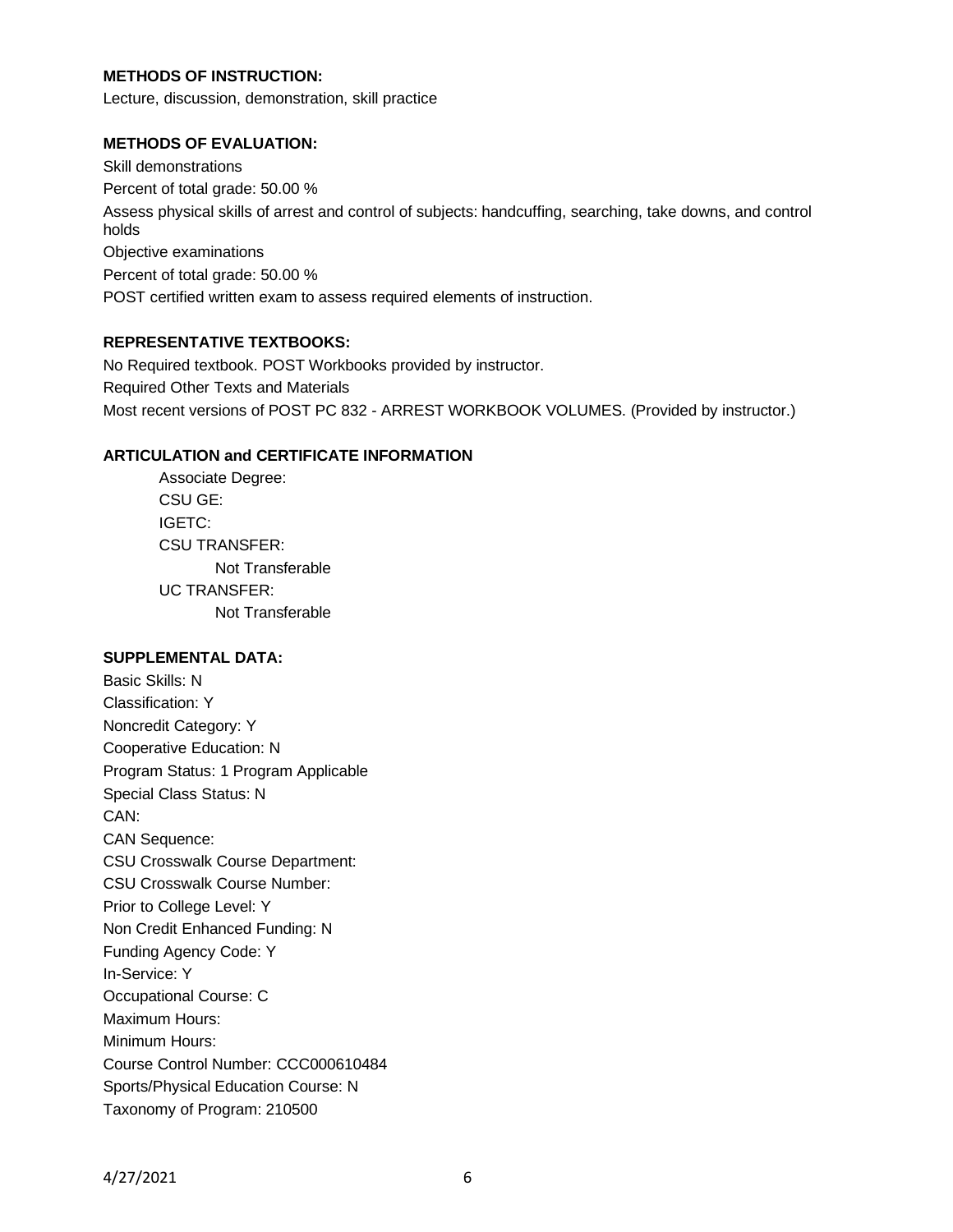**METHODS OF INSTRUCTION:**

Lecture, discussion, demonstration, skill practice

**METHODS OF EVALUATION:**

Skill demonstrations

Percent of total grade: 50.00 %

Assess physical skills of arrest and control of subjects: handcuffing, searching, take downs, and control holds

Objective examinations

Percent of total grade: 50.00 %

POST certified written exam to assess required elements of instruction.

**REPRESENTATIVE TEXTBOOKS:**

No Required textbook. POST Workbooks provided by instructor.

Required Other Texts and Materials

Most recent versions of POST PC 832 - ARREST WORKBOOK VOLUMES. (Provided by instructor.)

**ARTICULATION and CERTIFICATE INFORMATION**

Associate Degree:
CSU GE:
IGETC:
CSU TRANSFER:
Not Transferable
UC TRANSFER:
Not Transferable

**SUPPLEMENTAL DATA:**

Basic Skills: N
Classification: Y
Noncredit Category: Y
Cooperative Education: N
Program Status: 1 Program Applicable
Special Class Status: N
CAN:
CAN Sequence:
CSU Crosswalk Course Department:
CSU Crosswalk Course Number:
Prior to College Level: Y
Non Credit Enhanced Funding: N
Funding Agency Code: Y
In-Service: Y
Occupational Course: C
Maximum Hours:
Minimum Hours:
Course Control Number: CCC000610484
Sports/Physical Education Course: N
Taxonomy of Program: 210500